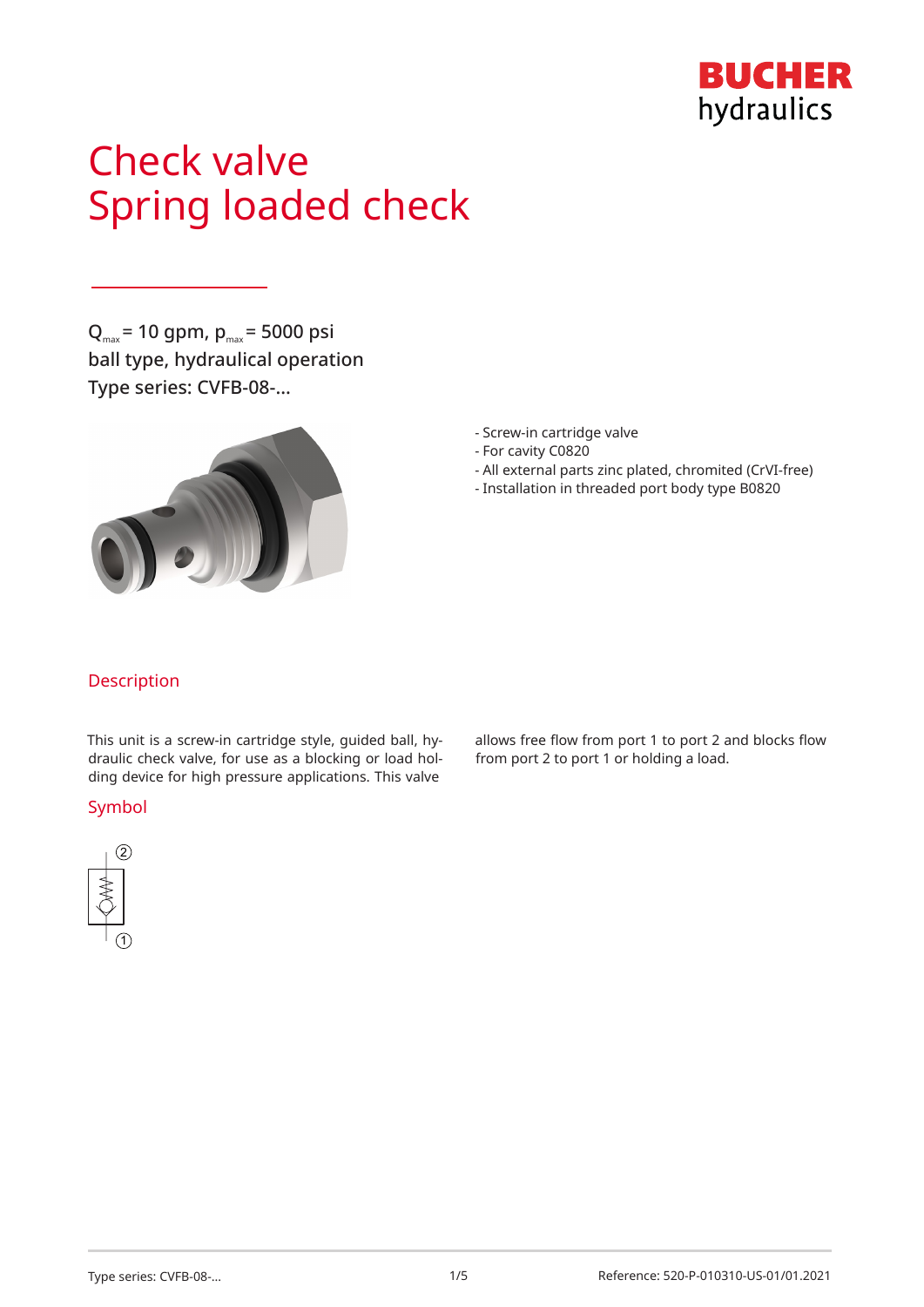# Check valve
# Spring loaded check

$Q_{max}$ = 10 gpm, $p_{max}$ = 5000 psi
ball type, hydraulical operation
Type series: CVFB-08-...

- Screw-in cartridge valve
- For cavity C0820
- All external parts zinc plated, chromited (CrVI-free)
- Installation in threaded port body type B0820

## Description

This unit is a screw-in cartridge style, guided ball, hydraulic check valve, for use as a blocking or load holding device for high pressure applications. This valve allows free flow from port 1 to port 2 and blocks flow from port 2 to port 1 or holding a load.

## Symbol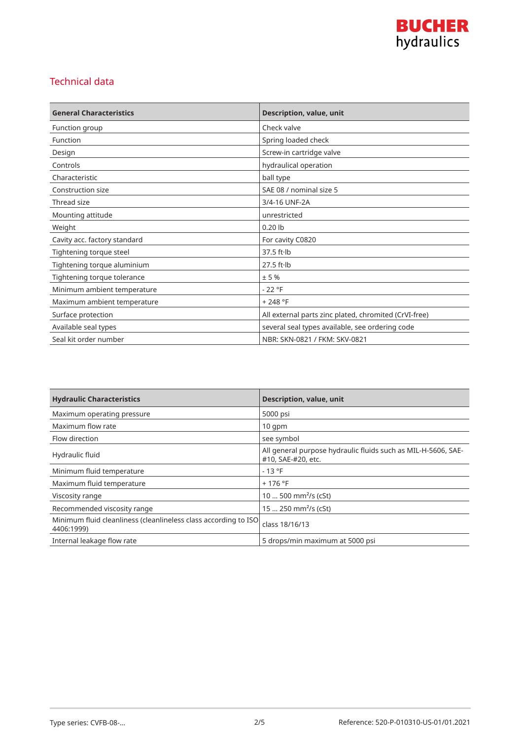## Technical data

| General Characteristics | Description, value, unit |
|---|---|
| Function group | Check valve |
| Function | Spring loaded check |
| Design | Screw-in cartridge valve |
| Controls | hydraulical operation |
| Characteristic | ball type |
| Construction size | SAE 08 / nominal size 5 |
| Thread size | 3/4-16 UNF-2A |
| Mounting attitude | unrestricted |
| Weight | 0.20 lb |
| Cavity acc. factory standard | For cavity C0820 |
| Tightening torque steel | 37.5 ft·lb |
| Tightening torque aluminium | 27.5 ft·lb |
| Tightening torque tolerance | ± 5 % |
| Minimum ambient temperature | - 22 °F |
| Maximum ambient temperature | + 248 °F |
| Surface protection | All external parts zinc plated, chromited (CrVI-free) |
| Available seal types | several seal types available, see ordering code |
| Seal kit order number | NBR: SKN-0821 / FKM: SKV-0821 |

| Hydraulic Characteristics | Description, value, unit |
|---|---|
| Maximum operating pressure | 5000 psi |
| Maximum flow rate | 10 gpm |
| Flow direction | see symbol |
| Hydraulic fluid | All general purpose hydraulic fluids such as MIL-H-5606, SAE-#10, SAE-#20, etc. |
| Minimum fluid temperature | - 13 °F |
| Maximum fluid temperature | + 176 °F |
| Viscosity range | 10 ... 500 $mm^2/s$ (cSt) |
| Recommended viscosity range | 15 ... 250 $mm^2/s$ (cSt) |
| Minimum fluid cleanliness (cleanlineless class according to ISO 4406:1999) | class 18/16/13 |
| Internal leakage flow rate | 5 drops/min maximum at 5000 psi |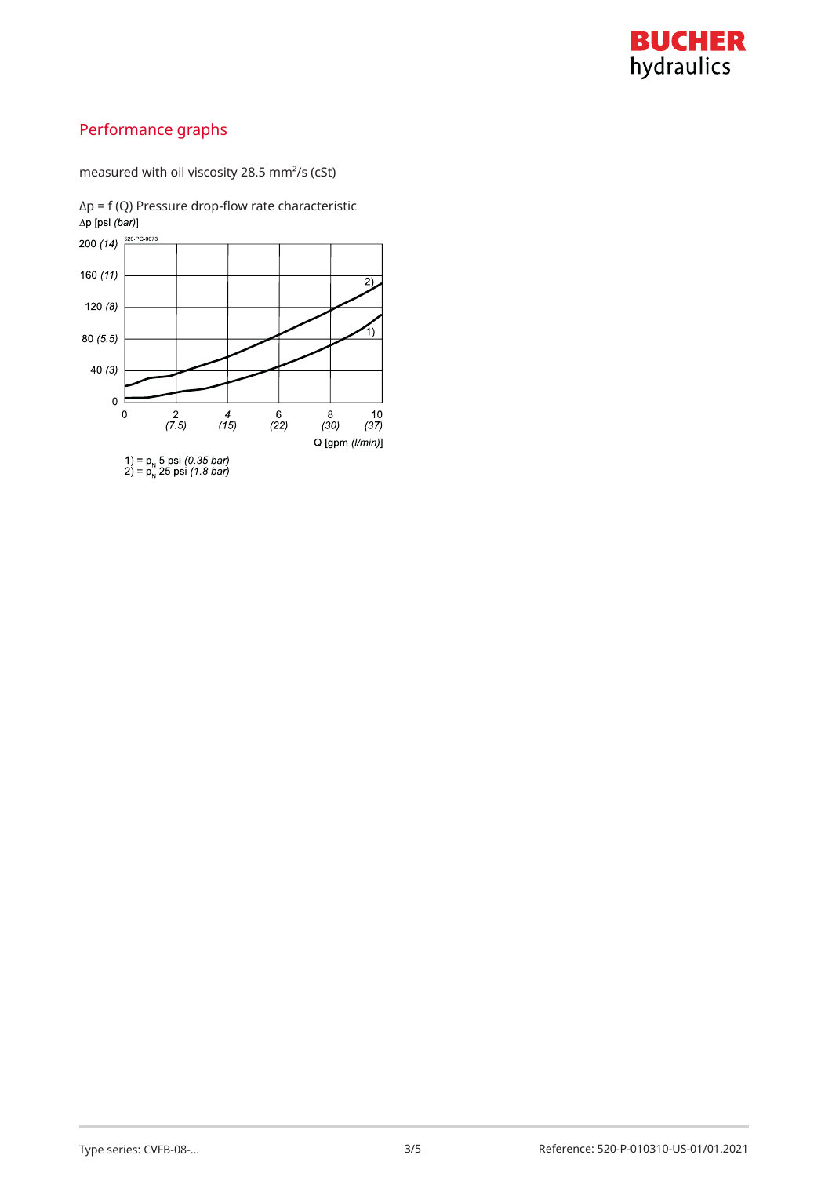## Performance graphs

measured with oil viscosity 28.5 mm²/s (cSt)

Δp = f (Q) Pressure drop-flow rate characteristic

Δp [psi *(bar)*]

520-PG-0073

200 *(14)*

160 *(11)*

120 *(8)*

80 *(5.5)*

40 *(3)*

0

0 | 2 *(7.5)* | 4 *(15)* | 6 *(22)* | 8 *(30)* | 10 *(37)*

Q [gpm *(l/min)*]

1) = $p_N$ 5 psi *(0.35 bar)*
2) = $p_N$ 25 psi *(1.8 bar)*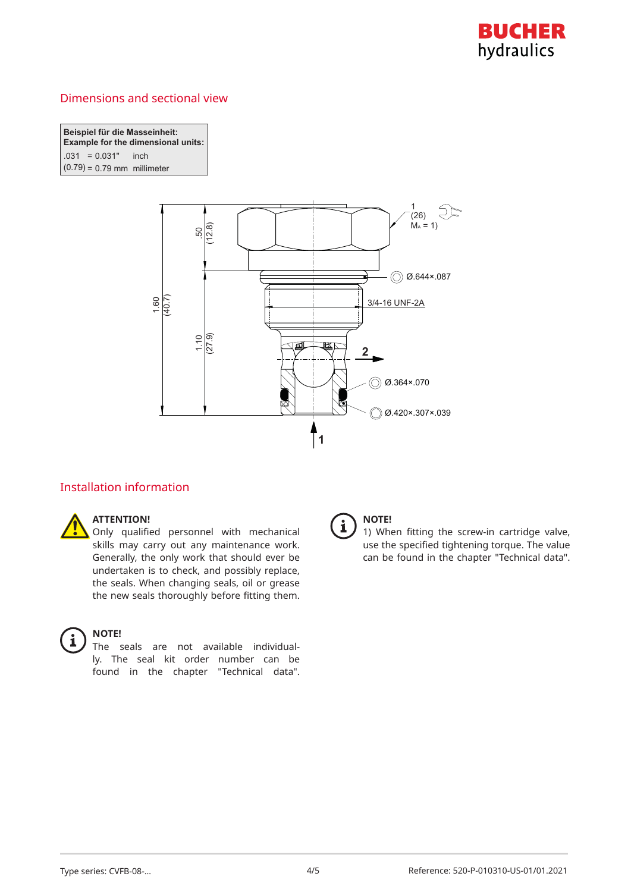## Dimensions and sectional view

| Beispiel für die Masseinheit: Example for the dimensional units: | |
|---|---|
| .031 = 0.031" | inch |
| (0.79) = 0.79 mm | millimeter |

1.60 (40.7)

.50 (12.8)

1.10 (27.9)

1 (26) $M_A$ = 1)

Ø.644×.087

3/4-16 UNF-2A

2

Ø.364×.070

Ø.420×.307×.039

1

## Installation information

**ATTENTION!**
Only qualified personnel with mechanical skills may carry out any maintenance work. Generally, the only work that should ever be undertaken is to check, and possibly replace, the seals. When changing seals, oil or grease the new seals thoroughly before fitting them.

**NOTE!**
The seals are not available individually. The seal kit order number can be found in the chapter "Technical data".

**NOTE!**
1) When fitting the screw-in cartridge valve, use the specified tightening torque. The value can be found in the chapter "Technical data".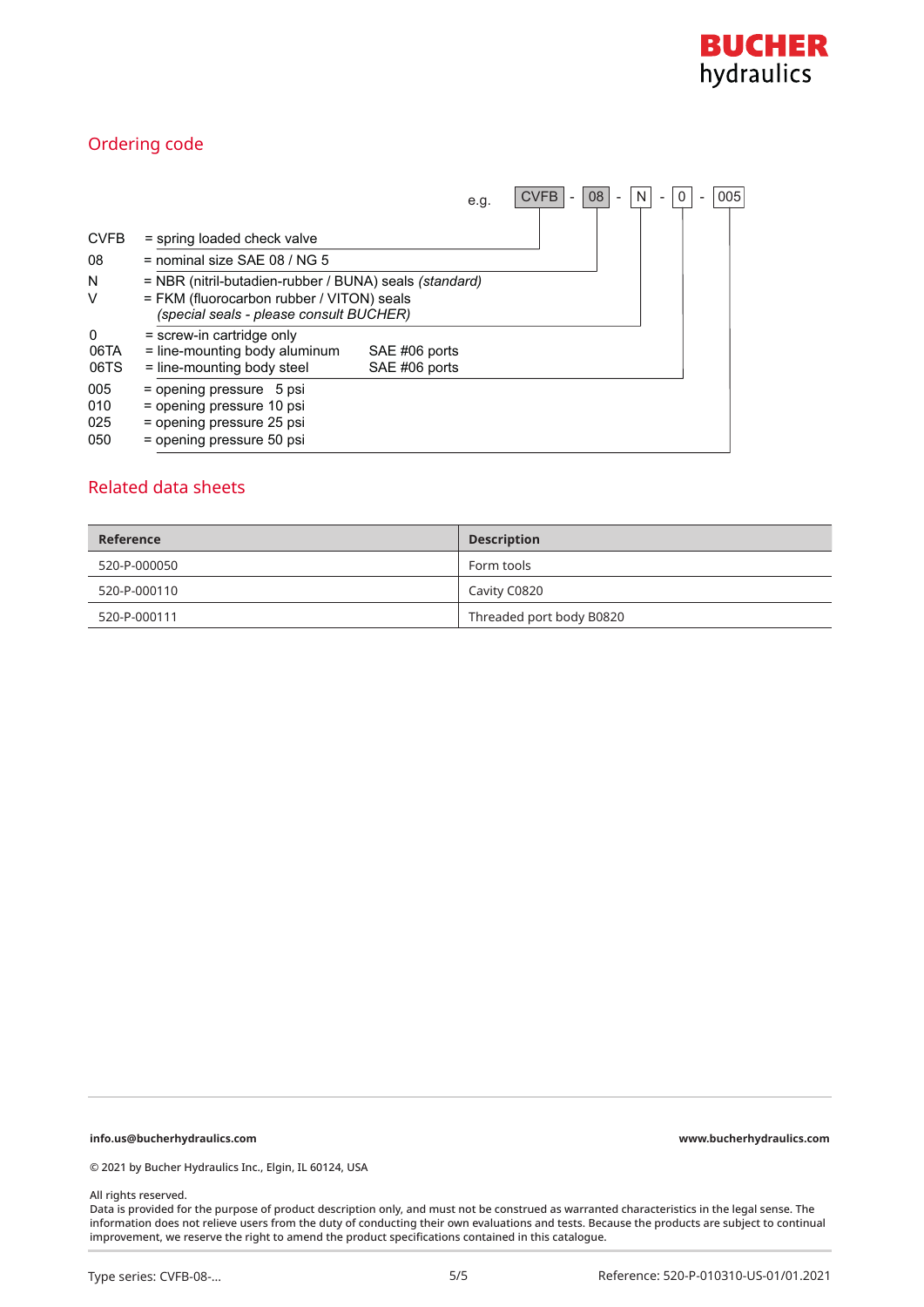## Ordering code

e.g. CVFB - 08 - N - 0 - 005

| | | |
|---|---|---|
| CVFB | = spring loaded check valve | |
| 08 | = nominal size SAE 08 / NG 5 | |
| N | = NBR (nitril-butadien-rubber / BUNA) seals *(standard)* | |
| V | = FKM (fluorocarbon rubber / VITON) seals *(special seals - please consult BUCHER)* | |
| 0 | = screw-in cartridge only | |
| 06TA | = line-mounting body aluminum | SAE #06 ports |
| 06TS | = line-mounting body steel | SAE #06 ports |
| 005 | = opening pressure 5 psi | |
| 010 | = opening pressure 10 psi | |
| 025 | = opening pressure 25 psi | |
| 050 | = opening pressure 50 psi | |

## Related data sheets

| Reference | Description |
|---|---|
| 520-P-000050 | Form tools |
| 520-P-000110 | Cavity C0820 |
| 520-P-000111 | Threaded port body B0820 |

**info.us@bucherhydraulics.com** **www.bucherhydraulics.com**

© 2021 by Bucher Hydraulics Inc., Elgin, IL 60124, USA

All rights reserved.
Data is provided for the purpose of product description only, and must not be construed as warranted characteristics in the legal sense. The information does not relieve users from the duty of conducting their own evaluations and tests. Because the products are subject to continual improvement, we reserve the right to amend the product specifications contained in this catalogue.